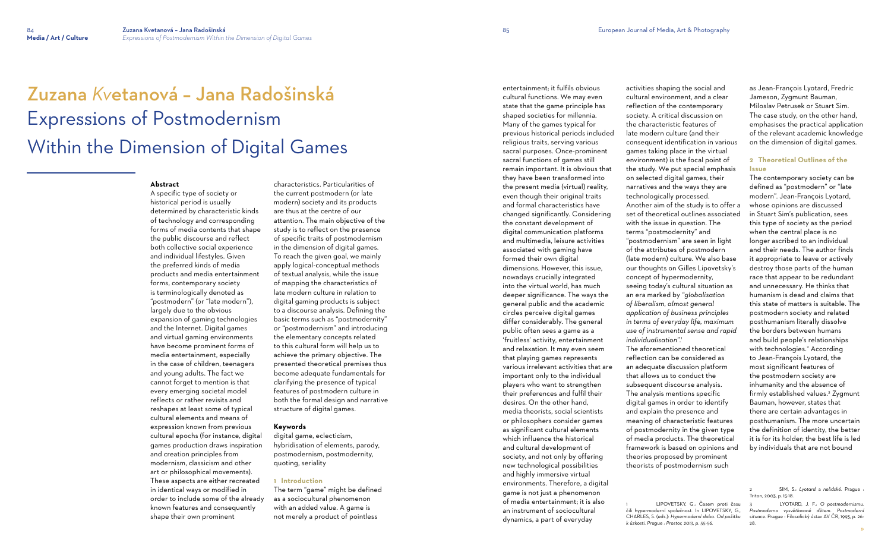# Zuzana Kvetanová – Jana Radošinská

# Expressions of Postmodernism Within the Dimension of Digital Games

**Abstract**

A specific type of society or historical period is usually determined by characteristic kinds of technology and corresponding forms of media contents that shape the public discourse and reflect both collective social experience and individual lifestyles. Given the preferred kinds of media products and media entertainment forms, contemporary society is terminologically denoted as "postmodern" (or "late modern"), largely due to the obvious expansion of gaming technologies and the Internet. Digital games and virtual gaming environments have become prominent forms of media entertainment, especially in the case of children, teenagers and young adults. The fact we cannot forget to mention is that every emerging societal model reflects or rather revisits and reshapes at least some of typical cultural elements and means of expression known from previous cultural epochs (for instance, digital games production draws inspiration and creation principles from modernism, classicism and other art or philosophical movements). These aspects are either recreated in identical ways or modified in order to include some of the already known features and consequently shape their own prominent characteristics. Particularities of the current postmodern (or late modern) society and its products are thus at the centre of our attention. The main objective of the study is to reflect on the presence of specific traits of postmodernism in the dimension of digital games. To reach the given goal, we mainly apply logical-conceptual methods of textual analysis, while the issue of mapping the characteristics of late modern culture in relation to digital gaming products is subject to a discourse analysis. Defining the basic terms such as "postmodernity" or "postmodernism" and introducing the elementary concepts related to this cultural form will help us to achieve the primary objective. The presented theoretical premises thus become adequate fundamentals for clarifying the presence of typical features of postmodern culture in both the formal design and narrative structure of digital games.

**Keywords**

digital game, eclecticism, hybridisation of elements, parody, postmodernism, postmodernity, quoting, seriality

## 1 Introduction

The term "game" might be defined as a sociocultural phenomenon with an added value. A game is not merely a product of pointless entertainment; it fulfils obvious cultural functions. We may even state that the game principle has shaped societies for millennia. Many of the games typical for previous historical periods included religious traits, serving various sacral purposes. Once-prominent sacral functions of games still remain important. It is obvious that they have been transformed into the present media (virtual) reality, even though their original traits and formal characteristics have changed significantly. Considering the constant development of digital communication platforms and multimedia, leisure activities associated with gaming have formed their own digital dimensions. However, this issue, nowadays crucially integrated into the virtual world, has much deeper significance. The ways the general public and the academic circles perceive digital games differ considerably. The general public often sees a game as a 'fruitless' activity, entertainment and relaxation. It may even seem that playing games represents various irrelevant activities that are important only to the individual players who want to strengthen their preferences and fulfil their desires. On the other hand, media theorists, social scientists or philosophers consider games as significant cultural elements which influence the historical and cultural development of society, and not only by offering new technological possibilities and highly immersive virtual environments. Therefore, a digital game is not just a phenomenon of media entertainment; it is also an instrument of sociocultural dynamics, a part of everyday activities shaping the social and cultural environment, and a clear reflection of the contemporary society. A critical discussion on the characteristic features of late modern culture (and their consequent identification in various games taking place in the virtual environment) is the focal point of the study. We put special emphasis on selected digital games, their narratives and the ways they are technologically processed. Another aim of the study is to offer a set of theoretical outlines associated with the issue in question. The terms "postmodernity" and "postmodernism" are seen in light of the attributes of postmodern (late modern) culture. We also base our thoughts on Gilles Lipovetsky's concept of hypermodernity, seeing today's cultural situation as an era marked by *"globalisation of liberalism, almost general application of business principles in terms of everyday life, maximum use of instrumental sense and rapid individualisation"*.[1]
The aforementioned theoretical reflection can be considered as an adequate discussion platform that allows us to conduct the subsequent discourse analysis. The analysis mentions specific digital games in order to identify and explain the presence and meaning of characteristic features of postmodernity in the given type of media products. The theoretical framework is based on opinions and theories proposed by prominent theorists of postmodernism such as Jean-François Lyotard, Fredric Jameson, Zygmunt Bauman, Miloslav Petrusek or Stuart Sim. The case study, on the other hand, emphasises the practical application of the relevant academic knowledge on the dimension of digital games.

## 2 Theoretical Outlines of the Issue

The contemporary society can be defined as "postmodern" or "late modern". Jean-François Lyotard, whose opinions are discussed in Stuart Sim's publication, sees this type of society as the period when the central place is no longer ascribed to an individual and their needs. The author finds it appropriate to leave or actively destroy those parts of the human race that appear to be redundant and unnecessary. He thinks that humanism is dead and claims that this state of matters is suitable. The postmodern society and related posthumanism literally dissolve the borders between humans and build people's relationships with technologies.[2] According to Jean-François Lyotard, the most significant features of the postmodern society are inhumanity and the absence of firmly established values.[3] Zygmunt Bauman, however, states that there are certain advantages in posthumanism. The more uncertain the definition of identity, the better it is for its holder; the best life is led by individuals that are not bound

1 LIPOVETSKY, G.: Časem proti času čili hypermoderní společnost. In LIPOVETSKY, G., CHARLES, S. (eds.): *Hypermoderní doba. Od požitku k úzkosti*. Prague : Prostor, 2013, p. 55-56.

2 SIM, S.: *Lyotard a nelidské*. Prague : Triton, 2003, p. 15-18.

3 LYOTARD, J. F.: *O postmodernismu. Postmoderno vysvětlované dětem. Postmoderní situace*. Prague : Filosofický ústav AV ČR, 1993, p. 26-28.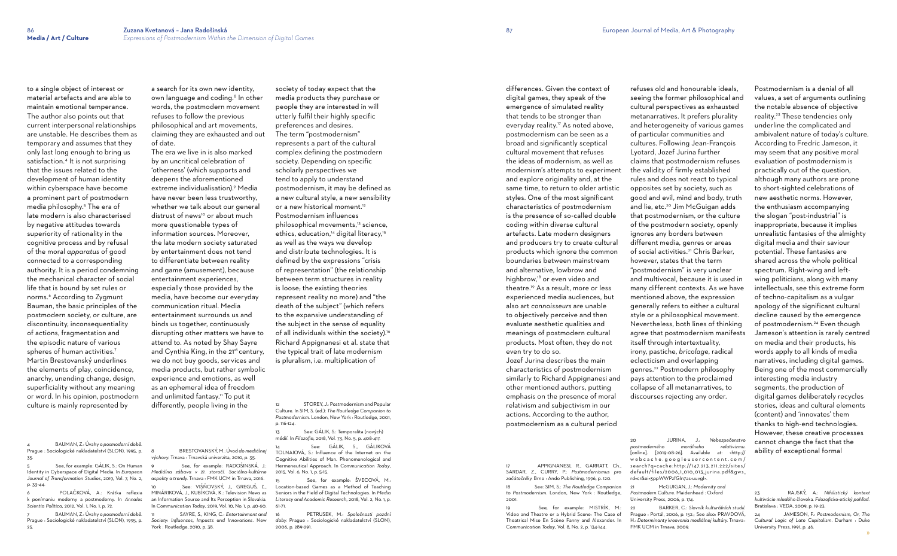to a single object of interest or material artefacts and are able to maintain emotional temperance. The author also points out that current interpersonal relationships are unstable. He describes them as temporary and assumes that they only last long enough to bring us satisfaction.[4] It is not surprising that the issues related to the development of human identity within cyberspace have become a prominent part of postmodern media philosophy.[5] The era of late modern is also characterised by negative attitudes towards superiority of rationality in the cognitive process and by refusal of the moral *apparatus* of good connected to a corresponding authority. It is a period condemning the mechanical character of social life that is bound by set rules or norms.[6] According to Zygmunt Bauman, the basic principles of the postmodern society, or culture, are discontinuity, inconsequentiality of actions, fragmentation and the episodic nature of various spheres of human activities.[7] Martin Brestovanský underlines the elements of play, coincidence, anarchy, unending change, design, superficiality without any meaning or word. In his opinion, postmodern culture is mainly represented by a search for its own new identity, own language and coding.[8] In other words, the postmodern movement refuses to follow the previous philosophical and art movements, claiming they are exhausted and out of date.

The era we live in is also marked by an uncritical celebration of 'otherness' (which supports and deepens the aforementioned extreme individualisation).[9] Media have never been less trustworthy, whether we talk about our general distrust of news[10] or about much more questionable types of information sources. Moreover, the late modern society saturated by entertainment does not tend to differentiate between reality and game (amusement), because entertainment experiences, especially those provided by the media, have become our everyday communication ritual. Media entertainment surrounds us and binds us together, continuously disrupting other matters we have to attend to. As noted by Shay Sayre and Cynthia King, in the 21[st] century, we do not buy goods, services and media products, but rather symbolic experience and emotions, as well as an ephemeral idea of freedom and unlimited fantasy.[11] To put it differently, people living in the society of today expect that the media products they purchase or people they are interested in will utterly fulfil their highly specific preferences and desires.

The term "postmodernism" represents a part of the cultural complex defining the postmodern society. Depending on specific scholarly perspectives we tend to apply to understand postmodernism, it may be defined as a new cultural style, a new sensibility or a new historical moment.[12] Postmodernism influences philosophical movements,[13] science, ethics, education,[14] digital literacy,[15] as well as the ways we develop and distribute technologies. It is defined by the expressions "crisis of representation" (the relationship between term structures in reality is loose; the existing theories represent reality no more) and "the death of the subject" (which refers to the expansive understanding of the subject in the sense of equality of all individuals within the society).[16] Richard Appignanesi et al. state that the typical trait of late modernism is pluralism, i.e. multiplication of differences. Given the context of digital games, they speak of the emergence of simulated reality that tends to be stronger than everyday reality.[17] As noted above, postmodernism can be seen as a broad and significantly sceptical cultural movement that refuses the ideas of modernism, as well as modernism's attempts to experiment and explore originality and, at the same time, to return to older artistic styles. One of the most significant characteristics of postmodernism is the presence of so-called double coding within diverse cultural artefacts. Late modern designers and producers try to create cultural products which ignore the common boundaries between mainstream and alternative, lowbrow and highbrow,[18] or even video and theatre.[19] As a result, more or less experienced media audiences, but also art *connoisseurs* are unable to objectively perceive and then evaluate aesthetic qualities and meanings of postmodern cultural products. Most often, they do not even try to do so.

Jozef Jurina describes the main characteristics of postmodernism similarly to Richard Appignanesi and other mentioned authors, putting emphasis on the presence of moral relativism and subjectivism in our actions. According to the author, postmodernism as a cultural period refuses old and honourable ideals, seeing the former philosophical and cultural perspectives as exhausted metanarratives. It prefers plurality and heterogeneity of various games of particular communities and cultures. Following Jean-François Lyotard, Jozef Jurina further claims that postmodernism refuses the validity of firmly established rules and does not react to typical opposites set by society, such as good and evil, mind and body, truth and lie, etc.[20] Jim McGuigan adds that postmodernism, or the culture of the postmodern society, openly ignores any borders between different media, genres or areas of social activities.[21] Chris Barker, however, states that the term "postmodernism" is very unclear and multivocal, because it is used in many different contexts. As we have mentioned above, the expression generally refers to either a cultural style or a philosophical movement. Nevertheless, both lines of thinking agree that postmodernism manifests itself through intertextuality, irony, pastiche, *bricolage*, radical eclecticism and overlapping genres.[22] Postmodern philosophy pays attention to the proclaimed collapse of all metanarratives, to discourses rejecting any order. Postmodernism is a denial of all values, a set of arguments outlining the notable absence of objective reality.[23] These tendencies only underline the complicated and ambivalent nature of today's culture. According to Fredric Jameson, it may seem that any positive moral evaluation of postmodernism is practically out of the question, although many authors are prone to short-sighted celebrations of new aesthetic norms. However, the enthusiasm accompanying the slogan "post-industrial" is inappropriate, because it implies unrealistic fantasies of the almighty digital media and their saviour potential. These fantasies are shared across the whole political spectrum. Right-wing and left-wing politicians, along with many intellectuals, see this extreme form of techno-capitalism as a vulgar apology of the significant cultural decline caused by the emergence of postmodernism.[24] Even though Jameson's attention is rarely centred on media and their products, his words apply to all kinds of media narratives, including digital games. Being one of the most commercially interesting media industry segments, the production of digital games deliberately recycles stories, ideas and cultural elements (content) and 'innovates' them thanks to high-end technologies. However, these creative processes cannot change the fact that the ability of exceptional formal

---

4 BAUMAN, Z.: *Úvahy o postmoderní době.* Prague : Sociologické nakladatelství (SLON), 1995, p. 35.

5 See, for example: GÁLIK, S.: On Human Identity in Cyberspace of Digital Media. In *European Journal of Transformation Studies*, 2019, Vol. 7, No. 2, p. 33-44.

6 POLAČKOVÁ, A.: Krátka reflexia k ponímaniu moderny a postmoderny. In *Annales Scientia Politica*, 2012, Vol. 1, No. 1, p. 72.

7 BAUMAN, Z.: *Úvahy o postmoderní době.* Prague : Sociologické nakladatelství (SLON), 1995, p. 25.

8 BRESTOVANSKÝ, M.: *Úvod do mediálnej výchovy.* Trnava : Trnavská univerzita, 2010, p. 35.

9 See, for example: RADOŠINSKÁ, J.: *Mediálna zábava v 21. storočí. Sociálno-kultúrne aspekty a trendy.* Trnava : FMK UCM in Trnava, 2016.

10 See: VIŠŇOVSKÝ, J., GREGUŠ, Ľ., MINÁRIKOVÁ, J., KUBÍKOVÁ, K.: Television News as an Information Source and Its Perception in Slovakia. In *Communication Today*, 2019, Vol. 10, No. 1, p. 40-60.

11 SAYRE, S., KING, C.: *Entertainment and Society: Influences, Impacts and Innovations.* New York : Routledge, 2010, p. 38.

12 STOREY, J.: Postmodernism and Popular Culture. In SIM, S. (ed.): *The Routledge Companion to Postmodernism.* London, New York : Routledge, 2001, p. 116-124.

13 See: GÁLIK, S.: Temporalita (nových) médií. In *Filozofia*, 2018, Vol. 73, No. 5, p. 408-417.

14 See: GÁLIK, S., GÁLIKOVÁ TOLNAIOVÁ, S.: Influence of the Internet on the Cognitive Abilities of Man. Phenomenological and Hermeneutical Approach. In *Communication Today*, 2015, Vol. 6, No. 1, p. 5-15.

15 See, for example: ŠVECOVÁ, M.: Location-based Games as a Method of Teaching Seniors in the Field of Digital Technologies. In *Media Literacy and Academic Research*, 2018, Vol. 2, No. 1, p. 61-71.

16 PETRUSEK, M.: *Společnosti pozdní doby.* Prague : Sociologické nakladatelství (SLON), 2006, p. 289-291.

17 APPIGNANESI, R., GARRATT, Ch., SARDAR, Z., CURRY, P.: *Postmodernismus pro začátečníky.* Brno : Ando Publishing, 1996, p. 120.

18 See: SIM, S.: *The Routledge Companion to Postmodernism.* London, New York : Routledge, 2001.

19 See, for example: MISTRÍK, M.: Video and Theatre or a Hybrid Scene: The Case of Theatrical Mise En Scène Fanny and Alexander. In *Communication Today*, Vol. 8, No. 2, p. 134-144.

20 JURINA, J.: *Nebezpečenstvo postmoderného morálneho relativizmu.* [online]. [2019-08-26]. Available at: <http://webcache.googleusercontent.com/search?q=cache:http://147.213.211.222/sites/default/files/2006_1_010_013_jurina.pdf&gws_rd=cr&ei=3ppWWPzfGIn7as-uuvgl>.

21 McGUIGAN, J.: *Modernity and Postmodern Culture.* Maidenhead : Oxford University Press, 2006, p. 174.

22 BARKER, C.: *Slovník kulturálních studií.* Prague : Portál, 2006, p. 152.; See also: PRAVDOVÁ, H.: *Determinanty kreovania mediálnej kultúry.* Trnava : FMK UCM in Trnava, 2009.

23 RAJSKÝ, A.: *Nihilistický kontext kultivácie mladého človeka. Filozoficko-etický pohľad.* Bratislava : VEDA, 2009, p. 19-23.

24 JAMESON, F.: *Postmodernism, Or, The Cultural Logic of Late Capitalism.* Durham : Duke University Press, 1991, p. 46.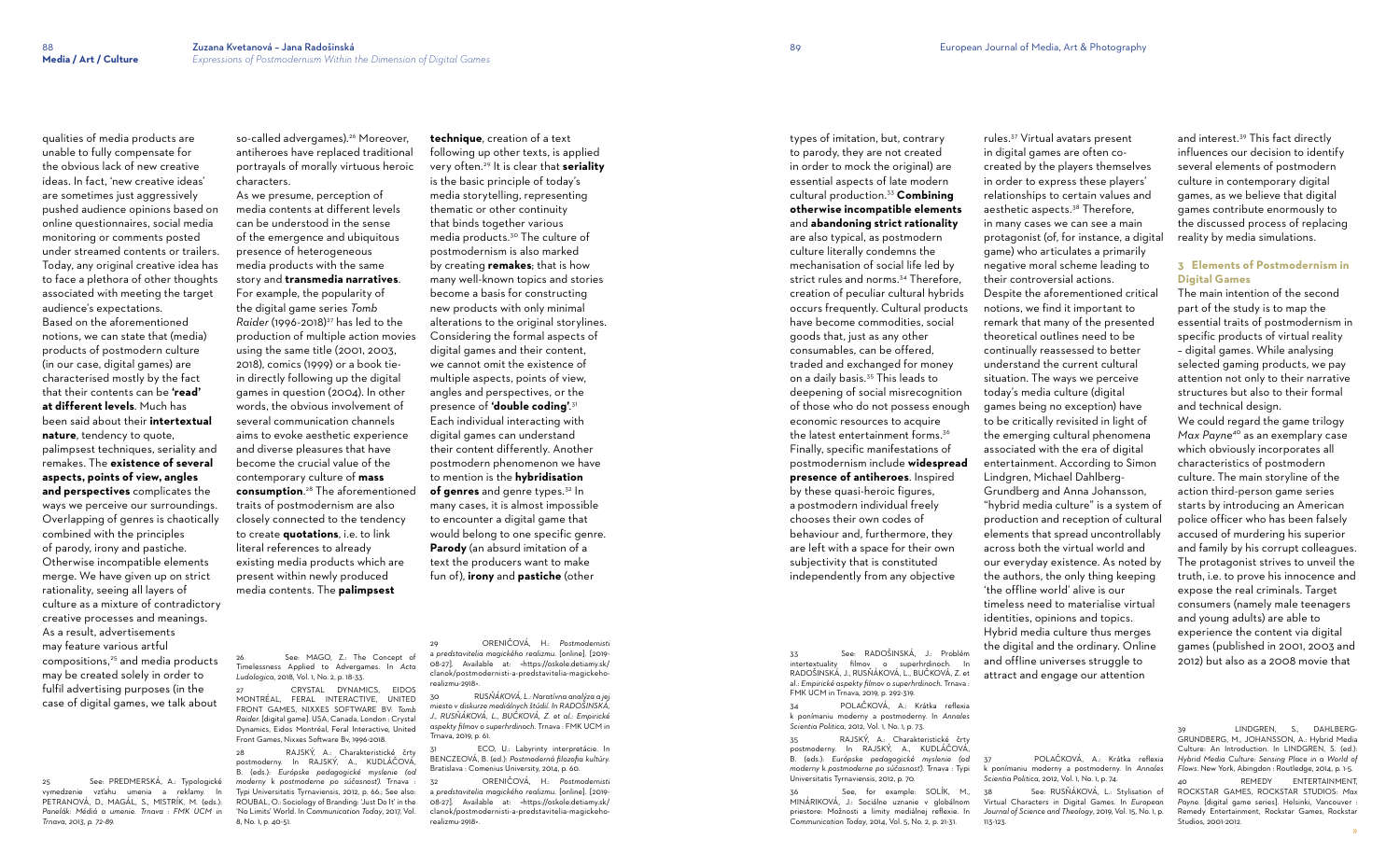qualities of media products are unable to fully compensate for the obvious lack of new creative ideas. In fact, 'new creative ideas' are sometimes just aggressively pushed audience opinions based on online questionnaires, social media monitoring or comments posted under streamed contents or trailers. Today, any original creative idea has to face a plethora of other thoughts associated with meeting the target audience's expectations.

Based on the aforementioned notions, we can state that (media) products of postmodern culture (in our case, digital games) are characterised mostly by the fact that their contents can be **'read' at different levels**. Much has been said about their **intertextual nature**, tendency to quote, palimpsest techniques, seriality and remakes. The **existence of several aspects, points of view, angles and perspectives** complicates the ways we perceive our surroundings. Overlapping of genres is chaotically combined with the principles of parody, irony and pastiche. Otherwise incompatible elements merge. We have given up on strict rationality, seeing all layers of culture as a mixture of contradictory creative processes and meanings. As a result, advertisements may feature various artful compositions,[25] and media products may be created solely in order to fulfil advertising purposes (in the case of digital games, we talk about so-called advergames).[26] Moreover, antiheroes have replaced traditional portrayals of morally virtuous heroic characters.

As we presume, perception of media contents at different levels can be understood in the sense of the emergence and ubiquitous presence of heterogeneous media products with the same story and **transmedia narratives**. For example, the popularity of the digital game series *Tomb Raider* (1996-2018)[27] has led to the production of multiple action movies using the same title (2001, 2003, 2018), comics (1999) or a book tie-in directly following up the digital games in question (2004). In other words, the obvious involvement of several communication channels aims to evoke aesthetic experience and diverse pleasures that have become the crucial value of the contemporary culture of **mass consumption**.[28] The aforementioned traits of postmodernism are also closely connected to the tendency to create **quotations**, i.e. to link literal references to already existing media products which are present within newly produced media contents. The **palimpsest technique**, creation of a text following up other texts, is applied very often.[29] It is clear that **seriality** is the basic principle of today's media storytelling, representing thematic or other continuity that binds together various media products.[30] The culture of postmodernism is also marked by creating **remakes**; that is how many well-known topics and stories become a basis for constructing new products with only minimal alterations to the original storylines. Considering the formal aspects of digital games and their content, we cannot omit the existence of multiple aspects, points of view, angles and perspectives, or the presence of **'double coding'**.[31] Each individual interacting with digital games can understand their content differently. Another postmodern phenomenon we have to mention is the **hybridisation of genres** and genre types.[32] In many cases, it is almost impossible to encounter a digital game that would belong to one specific genre. **Parody** (an absurd imitation of a text the producers want to make fun of), **irony** and **pastiche** (other types of imitation, but, contrary to parody, they are not created in order to mock the original) are essential aspects of late modern cultural production.[33] **Combining otherwise incompatible elements** and **abandoning strict rationality** are also typical, as postmodern culture literally condemns the mechanisation of social life led by strict rules and norms.[34] Therefore, creation of peculiar cultural hybrids occurs frequently. Cultural products have become commodities, social goods that, just as any other consumables, can be offered, traded and exchanged for money on a daily basis.[35] This leads to deepening of social misrecognition of those who do not possess enough economic resources to acquire the latest entertainment forms.[36] Finally, specific manifestations of postmodernism include **widespread presence of antiheroes**. Inspired by these quasi-heroic figures, a postmodern individual freely chooses their own codes of behaviour and, furthermore, they are left with a space for their own subjectivity that is constituted independently from any objective rules.[37] Virtual avatars present in digital games are often co-created by the players themselves in order to express these players' relationships to certain values and aesthetic aspects.[38] Therefore, in many cases we can see a main protagonist (of, for instance, a digital game) who articulates a primarily negative moral scheme leading to their controversial actions.

Despite the aforementioned critical notions, we find it important to remark that many of the presented theoretical outlines need to be continually reassessed to better understand the current cultural situation. The ways we perceive today's media culture (digital games being no exception) have to be critically revisited in light of the emerging cultural phenomena associated with the era of digital entertainment. According to Simon Lindgren, Michael Dahlberg-Grundberg and Anna Johansson, "hybrid media culture" is a system of production and reception of cultural elements that spread uncontrollably across both the virtual world and our everyday existence. As noted by the authors, the only thing keeping 'the offline world' alive is our timeless need to materialise virtual identities, opinions and topics. Hybrid media culture thus merges the digital and the ordinary. Online and offline universes struggle to attract and engage our attention and interest.[39] This fact directly influences our decision to identify several elements of postmodern culture in contemporary digital games, as we believe that digital games contribute enormously to the discussed process of replacing reality by media simulations.

## 3 Elements of Postmodernism in Digital Games

The main intention of the second part of the study is to map the essential traits of postmodernism in specific products of virtual reality – digital games. While analysing selected gaming products, we pay attention not only to their narrative structures but also to their formal and technical design.

We could regard the game trilogy *Max Payne*[40] as an exemplary case which obviously incorporates all characteristics of postmodern culture. The main storyline of the action third-person game series starts by introducing an American police officer who has been falsely accused of murdering his superior and family by his corrupt colleagues. The protagonist strives to unveil the truth, i.e. to prove his innocence and expose the real criminals. Target consumers (namely male teenagers and young adults) are able to experience the content via digital games (published in 2001, 2003 and 2012) but also as a 2008 movie that

---

25 See: PREDMERSKÁ, A.: Typologické vymedzenie vzťahu umenia a reklamy. In PETRANOVÁ, D., MAGÁL, S., MISTRÍK, M. (eds.): *Panelák: Médiá a umenie*. Trnava : FMK UCM in Trnava, 2013, p. 72-89.

26 See: MAGO, Z.: The Concept of Timelessness Applied to Advergames. In *Acta Ludologica*, 2018, Vol. 1, No. 2, p. 18-33.

27 CRYSTAL DYNAMICS, EIDOS MONTRÉAL, FERAL INTERACTIVE, UNITED FRONT GAMES, NIXXES SOFTWARE BV: *Tomb Raider*. [digital game]. USA, Canada, London : Crystal Dynamics, Eidos Montréal, Feral Interactive, United Front Games, Nixxes Software Bv, 1996-2018.

28 RAJSKÝ, A.: Charakteristické črty postmoderny. In RAJSKÝ, A., KUDLÁČOVÁ, B. (eds.): *Európske pedagogické myslenie (od moderny k postmoderne po súčasnosť)*. Trnava : Typi Universitatis Tyrnaviensis, 2012, p. 66.; See also: ROUBAL, O.: Sociology of Branding: 'Just Do It' in the 'No Limits' World. In *Communication Today*, 2017, Vol. 8, No. 1, p. 40-51.

29 ORENIČOVÁ, H.: *Postmodernisti a predstavitelia magického realizmu*. [online]. [2019-08-27]. Available at: <https://oskole.detiamy.sk/clanok/postmodernisti-a-predstavitelia-magickeho-realizmu-2918>.

30 RUSŇÁKOVÁ, L.: *Naratívna analýza a jej miesto v diskurze mediálnych štúdií*. In RADOŠINSKÁ, J., RUSŇÁKOVÁ, L., BUČKOVÁ, Z. et al.: *Empirické aspekty filmov o superhrdinoch*. Trnava : FMK UCM in Trnava, 2019, p. 61.

31 ECO, U.: Labyrinty interpretácie. In BENCZEOVÁ, B. (ed.): *Postmoderná filozofia kultúry*. Bratislava : Comenius University, 2014, p. 60.

32 ORENIČOVÁ, H.: *Postmodernisti a predstavitelia magického realizmu*. [online]. [2019-08-27]. Available at: <https://oskole.detiamy.sk/clanok/postmodernisti-a-predstavitelia-magickeho-realizmu-2918>.

33 See: RADOŠINSKÁ, J.: Problém intertextuality filmov o superhrdinoch. In RADOŠINSKÁ, J., RUSŇÁKOVÁ, L., BUČKOVÁ, Z. et al.: *Empirické aspekty filmov o superhrdinoch*. Trnava : FMK UCM in Trnava, 2019, p. 292-319.

34 POLAČKOVÁ, A.: Krátka reflexia k ponímaniu moderny a postmoderny. In *Annales Scientia Politica*, 2012, Vol. 1, No. 1, p. 73.

35 RAJSKÝ, A.: Charakteristické črty postmoderny. In RAJSKÝ, A., KUDLÁČOVÁ, B. (eds.): *Európske pedagogické myslenie (od moderny k postmoderne po súčasnosť)*. Trnava : Typi Universitatis Tyrnaviensis, 2012, p. 70.

36 See, for example: SOLÍK, M., MINÁRIKOVÁ, J.: Sociálne uznanie v globálnom priestore: Možnosti a limity mediálnej reflexie. In *Communication Today*, 2014, Vol. 5, No. 2, p. 21-31.

37 POLAČKOVÁ, A.: Krátka reflexia k ponímaniu moderny a postmoderny. In *Annales Scientia Politica*, 2012, Vol. 1, No. 1, p. 74.

38 See: RUSŇÁKOVÁ, L.: Stylisation of Virtual Characters in Digital Games. In *European Journal of Science and Theology*, 2019, Vol. 15, No. 1, p. 113-123.

39 LINDGREN, S., DAHLBERG-GRUNDBERG, M., JOHANSSON, A.: Hybrid Media Culture: An Introduction. In LINDGREN, S. (ed.): *Hybrid Media Culture: Sensing Place in a World of Flows*. New York, Abingdon : Routledge, 2014, p. 1-5.

40 REMEDY ENTERTAINMENT, ROCKSTAR GAMES, ROCKSTAR STUDIOS: *Max Payne*. [digital game series]. Helsinki, Vancouver : Remedy Entertainment, Rockstar Games, Rockstar Studios, 2001-2012.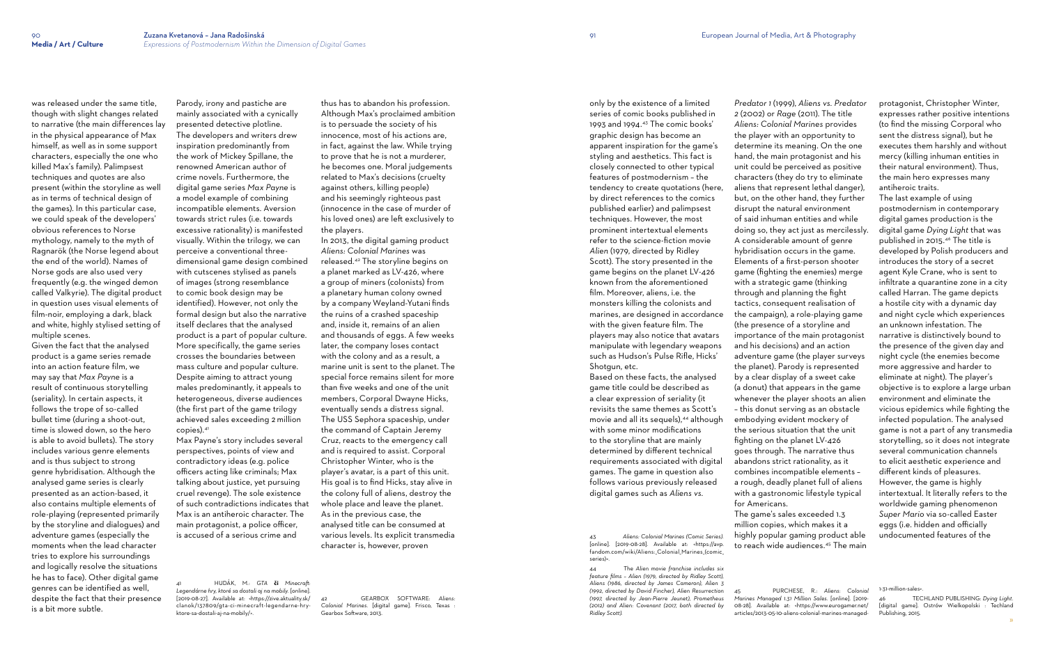was released under the same title, though with slight changes related to narrative (the main differences lay in the physical appearance of Max himself, as well as in some support characters, especially the one who killed Max's family). Palimpsest techniques and quotes are also present (within the storyline as well as in terms of technical design of the games). In this particular case, we could speak of the developers' obvious references to Norse mythology, namely to the myth of Ragnarök (the Norse legend about the end of the world). Names of Norse gods are also used very frequently (e.g. the winged demon called Valkyrie). The digital product in question uses visual elements of film-noir, employing a dark, black and white, highly stylised setting of multiple scenes.

Given the fact that the analysed product is a game series remade into an action feature film, we may say that *Max Payne* is a result of continuous storytelling (seriality). In certain aspects, it follows the trope of so-called bullet time (during a shoot-out, time is slowed down, so the hero is able to avoid bullets). The story includes various genre elements and is thus subject to strong genre hybridisation. Although the analysed game series is clearly presented as an action-based, it also contains multiple elements of role-playing (represented primarily by the storyline and dialogues) and adventure games (especially the moments when the lead character tries to explore his surroundings and logically resolve the situations he has to face). Other digital game genres can be identified as well, despite the fact that their presence is a bit more subtle.

Parody, irony and pastiche are mainly associated with a cynically presented detective plotline. The developers and writers drew inspiration predominantly from the work of Mickey Spillane, the renowned American author of crime novels. Furthermore, the digital game series *Max Payne* is a model example of combining incompatible elements. Aversion towards strict rules (i.e. towards excessive rationality) is manifested visually. Within the trilogy, we can perceive a conventional three-dimensional game design combined with cutscenes stylised as panels of images (strong resemblance to comic book design may be identified). However, not only the formal design but also the narrative itself declares that the analysed product is a part of popular culture. More specifically, the game series crosses the boundaries between mass culture and popular culture. Despite aiming to attract young males predominantly, it appeals to heterogeneous, diverse audiences (the first part of the game trilogy achieved sales exceeding 2 million copies).[41]

Max Payne's story includes several perspectives, points of view and contradictory ideas (e.g. police officers acting like criminals; Max talking about justice, yet pursuing cruel revenge). The sole existence of such contradictions indicates that Max is an antiheroic character. The main protagonist, a police officer, is accused of a serious crime and thus has to abandon his profession. Although Max's proclaimed ambition is to persuade the society of his innocence, most of his actions are, in fact, against the law. While trying to prove that he is not a murderer, he becomes one. Moral judgements related to Max's decisions (cruelty against others, killing people) and his seemingly righteous past (innocence in the case of murder of his loved ones) are left exclusively to the players.

In 2013, the digital gaming product *Aliens: Colonial Marines* was released.[42] The storyline begins on a planet marked as LV-426, where a group of miners (colonists) from a planetary human colony owned by a company Weyland-Yutani finds the ruins of a crashed spaceship and, inside it, remains of an alien and thousands of eggs. A few weeks later, the company loses contact with the colony and as a result, a marine unit is sent to the planet. The special force remains silent for more than five weeks and one of the unit members, Corporal Dwayne Hicks, eventually sends a distress signal. The USS Sephora spaceship, under the command of Captain Jeremy Cruz, reacts to the emergency call and is required to assist. Corporal Christopher Winter, who is the player's avatar, is a part of this unit. His goal is to find Hicks, stay alive in the colony full of aliens, destroy the whole place and leave the planet. As in the previous case, the analysed title can be consumed at various levels. Its explicit transmedia character is, however, proven only by the existence of a limited series of comic books published in 1993 and 1994.[43] The comic books' graphic design has become an apparent inspiration for the game's styling and aesthetics. This fact is closely connected to other typical features of postmodernism – the tendency to create quotations (here, by direct references to the comics published earlier) and palimpsest techniques. However, the most prominent intertextual elements refer to the science-fiction movie *Alien* (1979, directed by Ridley Scott). The story presented in the game begins on the planet LV-426 known from the aforementioned film. Moreover, aliens, i.e. the monsters killing the colonists and marines, are designed in accordance with the given feature film. The players may also notice that avatars manipulate with legendary weapons such as Hudson's Pulse Rifle, Hicks' Shotgun, etc.

Based on these facts, the analysed game title could be described as a clear expression of seriality (it revisits the same themes as Scott's movie and all its sequels),[44] although with some minor modifications to the storyline that are mainly determined by different technical requirements associated with digital games. The game in question also follows various previously released digital games such as *Aliens vs. Predator 1* (1999), *Aliens vs. Predator 2* (2002) or *Rage* (2011). The title *Aliens: Colonial Marines* provides the player with an opportunity to determine its meaning. On the one hand, the main protagonist and his unit could be perceived as positive characters (they do try to eliminate aliens that represent lethal danger), but, on the other hand, they further disrupt the natural environment of said inhuman entities and while doing so, they act just as mercilessly. A considerable amount of genre hybridisation occurs in the game. Elements of a first-person shooter game (fighting the enemies) merge with a strategic game (thinking through and planning the fight tactics, consequent realisation of the campaign), a role-playing game (the presence of a storyline and importance of the main protagonist and his decisions) and an action adventure game (the player surveys the planet). Parody is represented by a clear display of a sweet cake (a donut) that appears in the game whenever the player shoots an alien – this donut serving as an obstacle embodying evident mockery of the serious situation that the unit fighting on the planet LV-426 goes through. The narrative thus abandons strict rationality, as it combines incompatible elements – a rough, deadly planet full of aliens with a gastronomic lifestyle typical for Americans.

The game's sales exceeded 1.3 million copies, which makes it a highly popular gaming product able to reach wide audiences.[45] The main protagonist, Christopher Winter, expresses rather positive intentions (to find the missing Corporal who sent the distress signal), but he executes them harshly and without mercy (killing inhuman entities in their natural environment). Thus, the main hero expresses many antiheroic traits.

The last example of using postmodernism in contemporary digital games production is the digital game *Dying Light* that was published in 2015.[46] The title is developed by Polish producers and introduces the story of a secret agent Kyle Crane, who is sent to infiltrate a quarantine zone in a city called Harran. The game depicts a hostile city with a dynamic day and night cycle which experiences an unknown infestation. The narrative is distinctively bound to the presence of the given day and night cycle (the enemies become more aggressive and harder to eliminate at night). The player's objective is to explore a large urban environment and eliminate the vicious epidemics while fighting the infected population. The analysed game is not a part of any transmedia storytelling, so it does not integrate several communication channels to elicit aesthetic experience and different kinds of pleasures. However, the game is highly intertextual. It literally refers to the worldwide gaming phenomenon *Super Mario* via so-called Easter eggs (i.e. hidden and officially undocumented features of the

---

41 HUDÁK, M.: *GTA či Minecraft: Legendárne hry, ktoré sa dostali aj na mobily.* [online]. [2019-08-27]. Available at: <https://zive.aktuality.sk/clanok/137809/gta-ci-minecraft-legendarne-hry-ktore-sa-dostali-aj-na-mobily/>.

42 GEARBOX SOFTWARE: *Aliens: Colonial Marines.* [digital game]. Frisco, Texas : Gearbox Software, 2013.

43 *Aliens: Colonial Marines (Comic Series).* [online]. [2019-08-28]. Available at: <https://avp.fandom.com/wiki/Aliens:_Colonial_Marines_(comic_series)>.

44 *The Alien movie franchise includes six feature films – Alien (1979, directed by Ridley Scott), Aliens (1986, directed by James Cameron), Alien 3 (1992, directed by David Fincher), Alien Resurrection (1997, directed by Jean-Pierre Jeunet), Prometheus (2012) and Alien: Covenant (2017, both directed by Ridley Scott).*

45 PURCHESE, R.: *Aliens: Colonial Marines Managed 1.31 Million Sales.* [online]. [2019-08-28]. Available at: <https://www.eurogamer.net/articles/2013-05-10-aliens-colonial-marines-managed-1-31-million-sales>.

46 TECHLAND PUBLISHING: *Dying Light.* [digital game]. Ostrów Wielkopolski : Techland Publishing, 2015.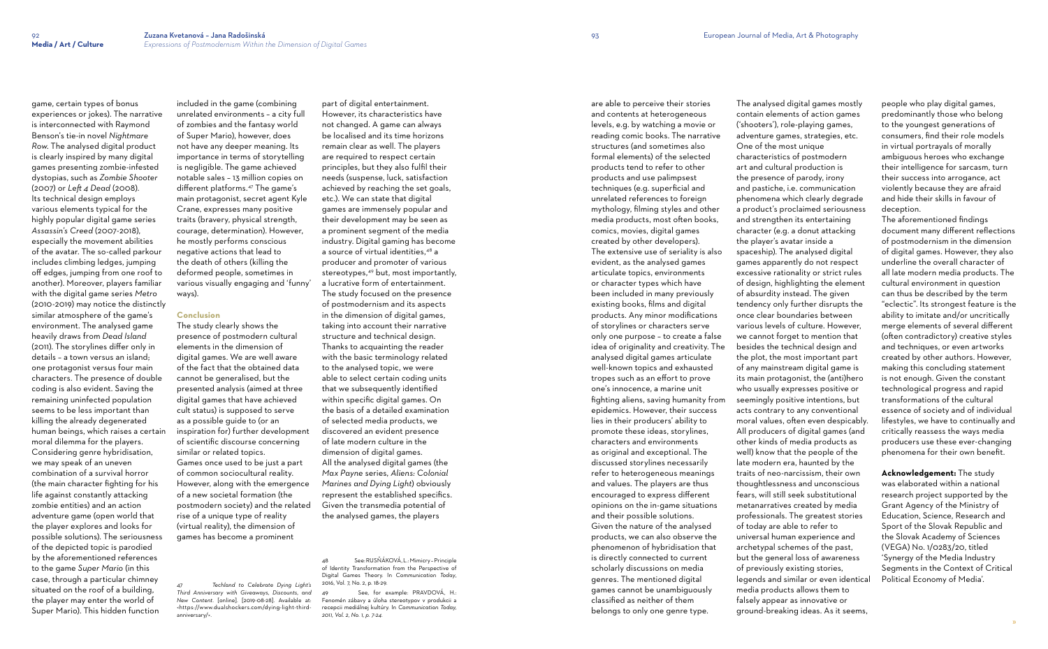game, certain types of bonus experiences or jokes). The narrative is interconnected with Raymond Benson's tie-in novel *Nightmare Row*. The analysed digital product is clearly inspired by many digital games presenting zombie-infested dystopias, such as *Zombie Shooter* (2007) or *Left 4 Dead* (2008). Its technical design employs various elements typical for the highly popular digital game series *Assassin's Creed* (2007-2018), especially the movement abilities of the avatar. The so-called parkour includes climbing ledges, jumping off edges, jumping from one roof to another). Moreover, players familiar with the digital game series *Metro* (2010-2019) may notice the distinctly similar atmosphere of the game's environment. The analysed game heavily draws from *Dead Island* (2011). The storylines differ only in details – a town versus an island; one protagonist versus four main characters. The presence of double coding is also evident. Saving the remaining uninfected population seems to be less important than killing the already degenerated human beings, which raises a certain moral dilemma for the players. Considering genre hybridisation, we may speak of an uneven combination of a survival horror (the main character fighting for his life against constantly attacking zombie entities) and an action adventure game (open world that the player explores and looks for possible solutions). The seriousness of the depicted topic is parodied by the aforementioned references to the game *Super Mario* (in this case, through a particular chimney situated on the roof of a building, the player may enter the world of Super Mario). This hidden function included in the game (combining unrelated environments – a city full of zombies and the fantasy world of Super Mario), however, does not have any deeper meaning. Its importance in terms of storytelling is negligible. The game achieved notable sales – 13 million copies on different platforms.[47] The game's main protagonist, secret agent Kyle Crane, expresses many positive traits (bravery, physical strength, courage, determination). However, he mostly performs conscious negative actions that lead to the death of others (killing the deformed people, sometimes in various visually engaging and 'funny' ways).

## Conclusion

The study clearly shows the presence of postmodern cultural elements in the dimension of digital games. We are well aware of the fact that the obtained data cannot be generalised, but the presented analysis (aimed at three digital games that have achieved cult status) is supposed to serve as a possible guide to (or an inspiration for) further development of scientific discourse concerning similar or related topics.

Games once used to be just a part of common sociocultural reality. However, along with the emergence of a new societal formation (the postmodern society) and the related rise of a unique type of reality (virtual reality), the dimension of games has become a prominent part of digital entertainment. However, its characteristics have not changed. A game can always be localised and its time horizons remain clear as well. The players are required to respect certain principles, but they also fulfil their needs (suspense, luck, satisfaction achieved by reaching the set goals, etc.). We can state that digital games are immensely popular and their development may be seen as a prominent segment of the media industry. Digital gaming has become a source of virtual identities,[48] a producer and promoter of various stereotypes,[49] but, most importantly, a lucrative form of entertainment. The study focused on the presence of postmodernism and its aspects in the dimension of digital games, taking into account their narrative structure and technical design. Thanks to acquainting the reader with the basic terminology related to the analysed topic, we were able to select certain coding units that we subsequently identified within specific digital games. On the basis of a detailed examination of selected media products, we discovered an evident presence of late modern culture in the dimension of digital games. All the analysed digital games (the *Max Payne* series, *Aliens: Colonial Marines and Dying Light*) obviously represent the established specifics. Given the transmedia potential of the analysed games, the players are able to perceive their stories and contents at heterogeneous levels, e.g. by watching a movie or reading comic books. The narrative structures (and sometimes also formal elements) of the selected products tend to refer to other products and use palimpsest techniques (e.g. superficial and unrelated references to foreign mythology, filming styles and other media products, most often books, comics, movies, digital games created by other developers). The extensive use of seriality is also evident, as the analysed games articulate topics, environments or character types which have been included in many previously existing books, films and digital products. Any minor modifications of storylines or characters serve only one purpose – to create a false idea of originality and creativity. The analysed digital games articulate well-known topics and exhausted tropes such as an effort to prove one's innocence, a marine unit fighting aliens, saving humanity from epidemics. However, their success lies in their producers' ability to promote these ideas, storylines, characters and environments as original and exceptional. The discussed storylines necessarily refer to heterogeneous meanings and values. The players are thus encouraged to express different opinions on the in-game situations and their possible solutions. Given the nature of the analysed products, we can also observe the phenomenon of hybridisation that is directly connected to current scholarly discussions on media genres. The mentioned digital games cannot be unambiguously classified as neither of them belongs to only one genre type. The analysed digital games mostly contain elements of action games ('shooters'), role-playing games, adventure games, strategies, etc. One of the most unique characteristics of postmodern art and cultural production is the presence of parody, irony and pastiche, i.e. communication phenomena which clearly degrade a product's proclaimed seriousness and strengthen its entertaining character (e.g. a donut attacking the player's avatar inside a spaceship). The analysed digital games apparently do not respect excessive rationality or strict rules of design, highlighting the element of absurdity instead. The given tendency only further disrupts the once clear boundaries between various levels of culture. However, we cannot forget to mention that besides the technical design and the plot, the most important part of any mainstream digital game is its main protagonist, the (anti)hero who usually expresses positive or seemingly positive intentions, but acts contrary to any conventional moral values, often even despicably. All producers of digital games (and other kinds of media products as well) know that the people of the late modern era, haunted by the traits of neo-narcissism, their own thoughtlessness and unconscious fears, will still seek substitutional metanarratives created by media professionals. The greatest stories of today are able to refer to universal human experience and archetypal schemes of the past, but the general loss of awareness of previously existing stories, legends and similar or even identical media products allows them to falsely appear as innovative or ground-breaking ideas. As it seems, people who play digital games, predominantly those who belong to the youngest generations of consumers, find their role models in virtual portrayals of morally ambiguous heroes who exchange their intelligence for sarcasm, turn their success into arrogance, act violently because they are afraid and hide their skills in favour of deception.

The aforementioned findings document many different reflections of postmodernism in the dimension of digital games. However, they also underline the overall character of all late modern media products. The cultural environment in question can thus be described by the term "eclectic". Its strongest feature is the ability to imitate and/or uncritically merge elements of several different (often contradictory) creative styles and techniques, or even artworks created by other authors. However, making this concluding statement is not enough. Given the constant technological progress and rapid transformations of the cultural essence of society and of individual lifestyles, we have to continually and critically reassess the ways media producers use these ever-changing phenomena for their own benefit.

**Acknowledgement:** The study was elaborated within a national research project supported by the Grant Agency of the Ministry of Education, Science, Research and Sport of the Slovak Republic and the Slovak Academy of Sciences (VEGA) No. 1/0283/20, titled 'Synergy of the Media Industry Segments in the Context of Critical Political Economy of Media'.

---

47 *Techland to Celebrate Dying Light's Third Anniversary with Giveaways, Discounts, and New Content.* [online]. [2019-08-28]. Available at: <https://www.dualshockers.com/dying-light-third-anniversary/>.

48 See: RUSŇÁKOVÁ, L.: Mimicry – Principle of Identity Transformation from the Perspective of Digital Games Theory. In *Communication Today*, 2016, Vol. 7, No. 2, p. 18-29.

49 See, for example: PRAVDOVÁ, H.: Fenomén zábavy a úloha stereotypov v produkcii a recepcii mediálnej kultúry. In *Communication Today*, 2011, Vol. 2, No. 1, p. 7-24.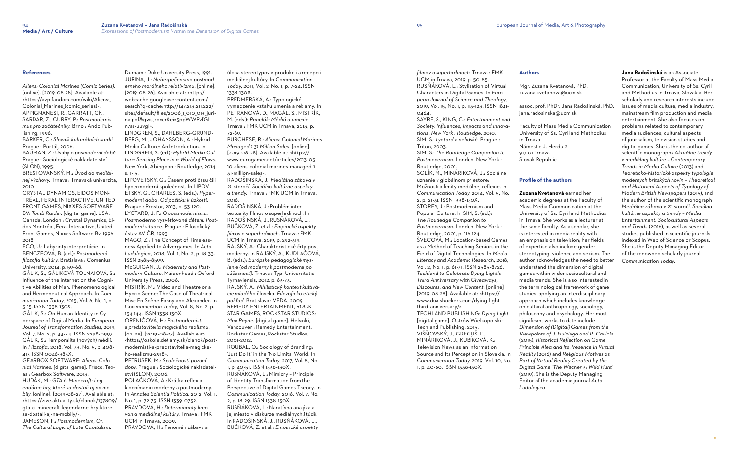## References

*Aliens: Colonial Marines (Comic Series).* [online]. [2019-08-28]. Available at: <https://avp.fandom.com/wiki/Aliens:_Colonial_Marines_(comic_series)>.

APPIGNANESI, R., GARRATT, CH., SARDAR, Z., CURRY, P.: *Postmodernismus pro začátečníky.* Brno : Ando Publishing, 1996.

BARKER, C.: *Slovník kulturálních studií.* Prague : Portál, 2006.

BAUMAN, Z.: *Úvahy o posmoderní době.* Prague : Sociologické nakladatelství (SLON), 1995.

BRESTOVANSKÝ, M.: *Úvod do mediálnej výchovy.* Trnava : Trnavská univerzita, 2010.

CRYSTAL DYNAMICS, EIDOS MONTRÉAL, FERAL INTERACTIVE, UNITED FRONT GAMES, NIXXES SOFTWARE BV: *Tomb Raider.* [digital game]. USA, Canada, London : Crystal Dynamics, Eidos Montréal, Feral Interactive, United Front Games, Nixxes Software Bv, 1996-2018.

ECO, U.: Labyrinty interpretácie. In BENCZEOVÁ, B. (ed.): *Postmoderná filozofia kultúry.* Bratislava : Comenius University, 2014, p. 59-68.

GÁLIK, S., GÁLIKOVÁ TOLNAIOVÁ, S.: Influence of the internet on the Cognitive Abilities of Man. Phenomenological and Hermeneutical Approach. In *Communication Today*, 2015, Vol. 6, No. 1, p. 5-15. ISSN 1338-130X.

GÁLIK, S.: On Human Identity in Cyberspace of Digital Media. In *European Journal of Transformation Studies*, 2019, Vol. 7, No. 2, p. 33-44. ISSN 2298-0997.

GÁLIK, S.: Temporalita (nových) médií. In *Filozofia*, 2018, Vol. 73, No. 5, p. 408-417. ISSN 0046-385X.

GEARBOX SOFTWARE: *Aliens: Colonial Marines.* [digital game]. Frisco, Texas : Gearbox Software, 2013.

HUDÁK, M.: *GTA či Minecraft: Legendárne hry, ktoré sa dostali aj na mobily.* [online]. [2019-08-27]. Available at: <https://zive.aktuality.sk/clanok/137809/gta-ci-minecraft-legendarne-hry-ktore-sa-dostali-aj-na-mobily/>.

JAMESON, F.: *Postmodernism, Or, The Cultural Logic of Late Capitalism.* Durham : Duke University Press, 1991.

JURINA, J.: *Nebezpečenstvo postmoderného morálneho relativizmu.* [online]. [2019-08-26]. Available at: <http://webcache.googleusercontent.com/search?q=cache:http://147.213.211.222/sites/default/files/2006_1_010_013_jurina.pdf&cd=1&hl=sk&ct=clnk&gl=sk&client=firefox-b-d>.

LINDGREN, S., DAHLBERG-GRUNDBERG, M., JOHANSSON, A.: Hybrid Media Culture: An Introduction. In LINDGREN, S. (ed.): *Hybrid Media Culture: Sensing Place in a World of Flows.* New York, Abingdon : Routledge, 2014, s. 1-15.

LIPOVETSKY, G.: Časem proti času čili hypermoderní společnost. In LIPOVETSKY, G., CHARLES, S. (eds.): *Hypermoderní doba. Od požitku k úzkosti.* Prague : Prostor, 2013, p. 53-120.

LYOTARD, J. F.: *O postmodernismu. Postmoderno vysvětlované dětem. Postmoderní situace.* Prague : Filosofický ústav AV ČR, 1993.

MAGO, Z.: The Concept of Timelessness Applied to Advergames. In *Acta Ludologica*, 2018, Vol. 1, No. 2, p. 18-33. ISSN 2585-8599.

McGUIGAN, J.: *Modernity and Postmodern Culture.* Maidenhead : Oxford University Press, 2006.

MISTRÍK, M.: Video and Theatre or a Hybrid Scene: The Case of Theatrical Mise En Scène Fanny and Alexander. In *Communication Today*, Vol. 8, No. 2, p. 134-144. ISSN 1338-130X.

ORENIČOVÁ, H.: *Postmodernisti a predstavitelia magického realizmu.* [online]. [2019-08-27]. Available at: <https://oskole.detiamy.sk/clanok/postmodernisti-a-predstavitelia-magickeho-realizmu-2918>.

PETRUSEK, M.: *Společnosti pozdní doby.* Prague : Sociologické nakladatelství (SLON), 2006.

POLAČKOVÁ, A.: Krátka reflexia k ponímaniu moderny a postmoderny. In *Annales Scientia Politica*, 2012, Vol. 1, No. 1, p. 72-75. ISSN 1339-0732.

PRAVDOVÁ, H.: *Determinanty kreovania mediálnej kultúry.* Trnava : FMK UCM in Trnava, 2009.

PRAVDOVÁ, H.: Fenomén zábavy a úloha stereotypov v produkcii a recepcii mediálnej kultúry. In *Communication Today*, 2011, Vol. 2, No. 1, p. 7-24. ISSN 1338-130X.

PREDMERSKÁ, A.: Typologické vymedzenie vzťahu umenia a reklamy. In PETRANOVÁ, D., MAGÁL, S., MISTRÍK, M. (eds.): *Panelák: Médiá a umenie.* Trnava : FMK UCM in Trnava, 2013, p. 72-89.

PURCHESE, R.: *Aliens: Colonial Marines Managed 1.31 Million Sales.* [online]. [2019-08-28]. Available at: <https://www.eurogamer.net/articles/2013-05-10-aliens-colonial-marines-managed-1-31-million-sales>.

RADOŠINSKÁ, J.: *Mediálna zábava v 21. storočí. Sociálno-kultúrne aspekty a trendy.* Trnava : FMK UCM in Trnava, 2016.

RADOŠINSKÁ, J.: Problém intertextuality filmov o superhrdinoch. In RADOŠINSKÁ, J., RUSŇÁKOVÁ, L., BUČKOVÁ, Z. et al.: *Empirické aspekty filmov o superhrdinoch.* Trnava : FMK UCM in Trnava, 2019, p. 292-319.

RAJSKÝ, A.: Charakteristické črty postmoderny. In RAJSKÝ, A., KUDLÁČOVÁ, B. (eds.): *Európske pedagogické myslenie (od moderny k postmoderne po súčasnosť).* Trnava : Typi Universitatis Tyrnaviensis, 2012, p. 63-73.

RAJSKÝ, A.: *Nihilistický kontext kultivácie mladého človeka. Filozoficko-etický pohľad.* Bratislava : VEDA, 2009.

REMEDY ENTERTAINMENT, ROCKSTAR GAMES, ROCKSTAR STUDIOS: *Max Payne.* [digital game]. Helsinki, Vancouver : Remedy Entertainment, Rockstar Games, Rockstar Studios, 2001-2012.

ROUBAL, O.: Sociology of Branding: 'Just Do It' in the 'No Limits' World. In *Communication Today*, 2017, Vol. 8, No. 1, p. 40-51. ISSN 1338-130X.

RUSŇÁKOVÁ, L.: Mimicry – Principle of Identity Transformation from the Perspective of Digital Games Theory. In *Communication Today*, 2016, Vol. 7, No. 2, p. 18-29. ISSN 1338-130X.

RUSŇÁKOVÁ, L.: Naratívna analýza a jej miesto v diskurze mediálnych štúdií. In RADOŠINSKÁ, J., RUSŇÁKOVÁ, L., BUČKOVÁ, Z. et al.: *Empirické aspekty filmov o superhrdinoch.* Trnava : FMK UCM in Trnava, 2019, p. 50-85.

RUSŇÁKOVÁ, L.: Stylisation of Virtual Characters in Digital Games. In *European Journal of Science and Theology*, 2019, Vol. 15, No. 1, p. 113-123. ISSN 1841-0464.

SAYRE, S., KING, C.: *Entertainment and Society: Influences, Impacts and Innovations.* New York : Routledge, 2010.

SIM, S.: *Lyotard a nelidské.* Prague : Triton, 2003.

SIM, S.: *The Routledge Companion to Postmodernism.* London, New York : Routledge, 2001.

SOLÍK, M., MINÁRIKOVÁ, J.: Sociálne uznanie v globálnom priestore: Možnosti a limity mediálnej reflexie. In *Communication Today*, 2014, Vol. 5, No. 2, p. 21-31. ISSN 1338-130X.

STOREY, J.: Postmodernism and Popular Culture. In SIM, S. (ed.): *The Routledge Companion to Postmodernism.* London, New York : Routledge, 2001, p. 116-124.

ŠVECOVÁ, M.: Location-based Games as a Method of Teaching Seniors in the Field of Digital Technologies. In *Media Literacy and Academic Research*, 2018, Vol. 2, No. 1, p. 61-71. ISSN 2585-8726.

*Techland to Celebrate Dying Light's Third Anniversary with Giveaways, Discounts, and New Content.* [online]. [2019-08-28]. Available at: <https://www.dualshockers.com/dying-light-third-anniversary/>.

TECHLAND PUBLISHING: *Dying Light.* [digital game]. Ostrów Wielkopolski : Techland Publishing, 2015.

VIŠŇOVSKÝ, J., GREGUŠ, Ľ., MINÁRIKOVÁ, J., KUBÍKOVÁ, K.: Television News as an Information Source and Its Perception in Slovakia. In *Communication Today*, 2019, Vol. 10, No. 1, p. 40-60. ISSN 1338-130X.

## Authors

Mgr. Zuzana Kvetanová, PhD.
zuzana.kvetanova@ucm.sk

assoc. prof. PhDr. Jana Radošinská, PhD.
jana.radosinska@ucm.sk

Faculty of Mass Media Communication
University of Ss. Cyril and Methodius in Trnava
Námestie J. Herdu 2
917 01 Trnava
Slovak Republic

## Profile of the authors

**Zuzana Kvetanová** earned her academic degrees at the Faculty of Mass Media Communication at the University of Ss. Cyril and Methodius in Trnava. She works as a lecturer at the same faculty. As a scholar, she is interested in media reality with an emphasis on television; her fields of expertise also include gender stereotyping, violence and sexism. The author acknowledges the need to better understand the dimension of digital games within wider sociocultural and media trends. She is also interested in the terminological framework of game studies, applying an interdisciplinary approach which includes knowledge on cultural anthropology, sociology, philosophy and psychology. Her most significant works to date include *Dimension of (Digital) Games from the Viewpoints of J. Huizinga and R. Caillois* (2015), *Historical Reflection on Game Principle Alea and Its Presence in Virtual Reality* (2016) and *Religious Motives as Part of Virtual Reality Created by the Digital Game 'The Witcher 3: Wild Hunt'* (2019). She is the Deputy Managing Editor of the academic journal *Acta Ludologica*.

**Jana Radošinská** is an Associate Professor at the Faculty of Mass Media Communication, University of Ss. Cyril and Methodius in Trnava, Slovakia. Her scholarly and research interests include issues of media culture, media industry, mainstream film production and media entertainment. She also focuses on problems related to contemporary media audiences, cultural aspects of journalism, television studies and digital games. She is the co-author of scientific monographs *Aktuálne trendy v mediálnej kultúre – Contemporary Trends in Media Culture* (2013) and *Teoreticko-historické aspekty typológie moderných britských novín – Theoretical and Historical Aspects of Typology of Modern British Newspapers* (2015), and the author of the scientific monograph *Mediálna zábava v 21. storočí. Sociálno-kultúrne aspekty a trendy – Media Entertainment. Sociocultural Aspects and Trends* (2016), as well as several studies published in scientific journals indexed in Web of Science or Scopus. She is the Deputy Managing Editor of the renowned scholarly journal *Communication Today*.